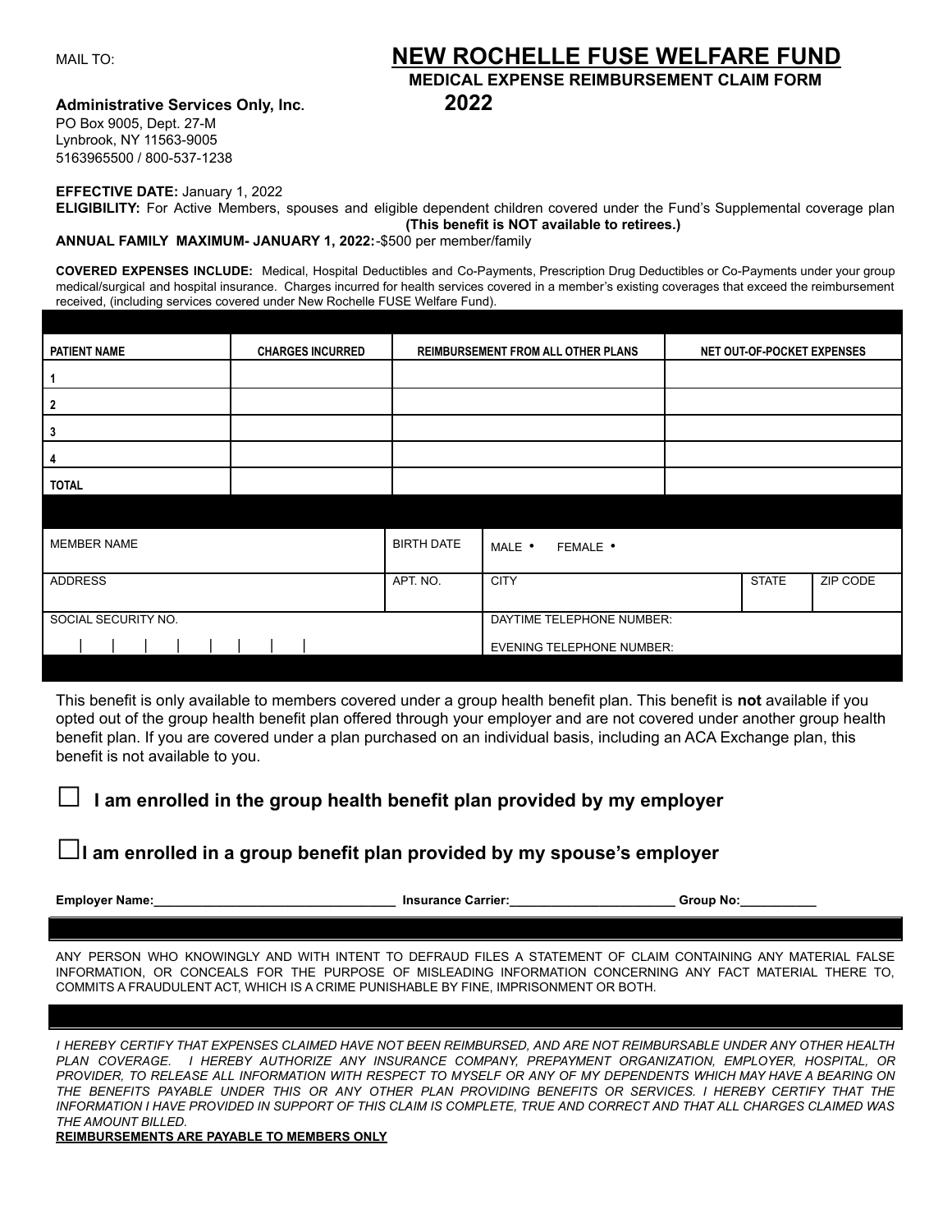MAIL TO:

# NEW ROCHELLE FUSE WELFARE FUND

## MEDICAL EXPENSE REIMBURSEMENT CLAIM FORM

## 2022

**Administrative Services Only, Inc.**
PO Box 9005, Dept. 27-M
Lynbrook, NY 11563-9005
5163965500 / 800-537-1238

**EFFECTIVE DATE:** January 1, 2022

**ELIGIBILITY:** For Active Members, spouses and eligible dependent children covered under the Fund's Supplemental coverage plan **(This benefit is NOT available to retirees.)**

**ANNUAL FAMILY MAXIMUM- JANUARY 1, 2022:**-$500 per member/family

**COVERED EXPENSES INCLUDE:** Medical, Hospital Deductibles and Co-Payments, Prescription Drug Deductibles or Co-Payments under your group medical/surgical and hospital insurance. Charges incurred for health services covered in a member's existing coverages that exceed the reimbursement received, (including services covered under New Rochelle FUSE Welfare Fund).

| PATIENT NAME | CHARGES INCURRED | REIMBURSEMENT FROM ALL OTHER PLANS | NET OUT-OF-POCKET EXPENSES |
|---|---|---|---|
| 1 | | | |
| 2 | | | |
| 3 | | | |
| 4 | | | |
| TOTAL | | | |

| | | | | |
|---|---|---|---|---|
| MEMBER NAME | BIRTH DATE | MALE • FEMALE • | | |
| ADDRESS | APT. NO. | CITY | STATE | ZIP CODE |
| SOCIAL SECURITY NO. | | DAYTIME TELEPHONE NUMBER: EVENING TELEPHONE NUMBER: | | |

This benefit is only available to members covered under a group health benefit plan. This benefit is **not** available if you opted out of the group health benefit plan offered through your employer and are not covered under another group health benefit plan. If you are covered under a plan purchased on an individual basis, including an ACA Exchange plan, this benefit is not available to you.

☐ **I am enrolled in the group health benefit plan provided by my employer**

☐ **I am enrolled in a group benefit plan provided by my spouse's employer**

**Employer Name:**\_\_\_\_\_\_\_\_\_\_\_\_\_\_\_\_\_\_\_\_\_\_\_\_\_\_\_\_\_\_\_\_\_\_ **Insurance Carrier:**\_\_\_\_\_\_\_\_\_\_\_\_\_\_\_\_\_\_\_\_\_\_\_\_ **Group No:**\_\_\_\_\_\_\_\_\_\_\_

ANY PERSON WHO KNOWINGLY AND WITH INTENT TO DEFRAUD FILES A STATEMENT OF CLAIM CONTAINING ANY MATERIAL FALSE INFORMATION, OR CONCEALS FOR THE PURPOSE OF MISLEADING INFORMATION CONCERNING ANY FACT MATERIAL THERE TO, COMMITS A FRAUDULENT ACT, WHICH IS A CRIME PUNISHABLE BY FINE, IMPRISONMENT OR BOTH.

*I HEREBY CERTIFY THAT EXPENSES CLAIMED HAVE NOT BEEN REIMBURSED, AND ARE NOT REIMBURSABLE UNDER ANY OTHER HEALTH PLAN COVERAGE. I HEREBY AUTHORIZE ANY INSURANCE COMPANY, PREPAYMENT ORGANIZATION, EMPLOYER, HOSPITAL, OR PROVIDER, TO RELEASE ALL INFORMATION WITH RESPECT TO MYSELF OR ANY OF MY DEPENDENTS WHICH MAY HAVE A BEARING ON THE BENEFITS PAYABLE UNDER THIS OR ANY OTHER PLAN PROVIDING BENEFITS OR SERVICES. I HEREBY CERTIFY THAT THE INFORMATION I HAVE PROVIDED IN SUPPORT OF THIS CLAIM IS COMPLETE, TRUE AND CORRECT AND THAT ALL CHARGES CLAIMED WAS THE AMOUNT BILLED.*

**REIMBURSEMENTS ARE PAYABLE TO MEMBERS ONLY**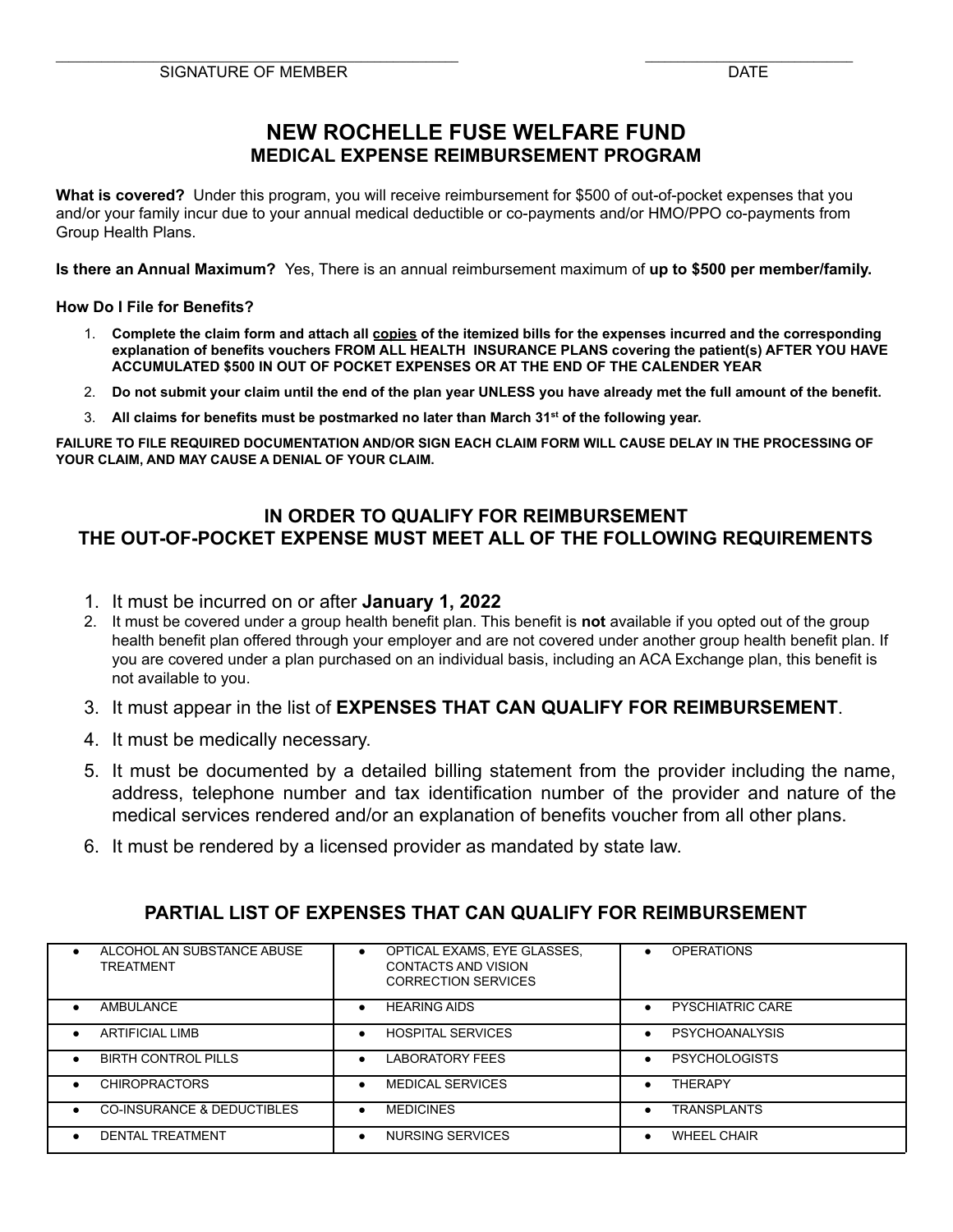______________________________________ SIGNATURE OF MEMBER

____________________ DATE

# NEW ROCHELLE FUSE WELFARE FUND
## MEDICAL EXPENSE REIMBURSEMENT PROGRAM

**What is covered?** Under this program, you will receive reimbursement for $500 of out-of-pocket expenses that you and/or your family incur due to your annual medical deductible or co-payments and/or HMO/PPO co-payments from Group Health Plans.

**Is there an Annual Maximum?** Yes, There is an annual reimbursement maximum of **up to $500 per member/family.**

**How Do I File for Benefits?**

1. **Complete the claim form and attach all <u>copies</u> of the itemized bills for the expenses incurred and the corresponding explanation of benefits vouchers FROM ALL HEALTH INSURANCE PLANS covering the patient(s) AFTER YOU HAVE ACCUMULATED $500 IN OUT OF POCKET EXPENSES OR AT THE END OF THE CALENDER YEAR**
2. **Do not submit your claim until the end of the plan year UNLESS you have already met the full amount of the benefit.**
3. **All claims for benefits must be postmarked no later than March 31st of the following year.**

**FAILURE TO FILE REQUIRED DOCUMENTATION AND/OR SIGN EACH CLAIM FORM WILL CAUSE DELAY IN THE PROCESSING OF YOUR CLAIM, AND MAY CAUSE A DENIAL OF YOUR CLAIM.**

## IN ORDER TO QUALIFY FOR REIMBURSEMENT THE OUT-OF-POCKET EXPENSE MUST MEET ALL OF THE FOLLOWING REQUIREMENTS

1. It must be incurred on or after **January 1, 2022**
2. It must be covered under a group health benefit plan. This benefit is **not** available if you opted out of the group health benefit plan offered through your employer and are not covered under another group health benefit plan. If you are covered under a plan purchased on an individual basis, including an ACA Exchange plan, this benefit is not available to you.
3. It must appear in the list of **EXPENSES THAT CAN QUALIFY FOR REIMBURSEMENT**.
4. It must be medically necessary.
5. It must be documented by a detailed billing statement from the provider including the name, address, telephone number and tax identification number of the provider and nature of the medical services rendered and/or an explanation of benefits voucher from all other plans.
6. It must be rendered by a licensed provider as mandated by state law.

## PARTIAL LIST OF EXPENSES THAT CAN QUALIFY FOR REIMBURSEMENT

| | | |
|---|---|---|
| • ALCOHOL AN SUBSTANCE ABUSE TREATMENT | • OPTICAL EXAMS, EYE GLASSES, CONTACTS AND VISION CORRECTION SERVICES | • OPERATIONS |
| • AMBULANCE | • HEARING AIDS | • PYSCHIATRIC CARE |
| • ARTIFICIAL LIMB | • HOSPITAL SERVICES | • PSYCHOANALYSIS |
| • BIRTH CONTROL PILLS | • LABORATORY FEES | • PSYCHOLOGISTS |
| • CHIROPRACTORS | • MEDICAL SERVICES | • THERAPY |
| • CO-INSURANCE & DEDUCTIBLES | • MEDICINES | • TRANSPLANTS |
| • DENTAL TREATMENT | • NURSING SERVICES | • WHEEL CHAIR |